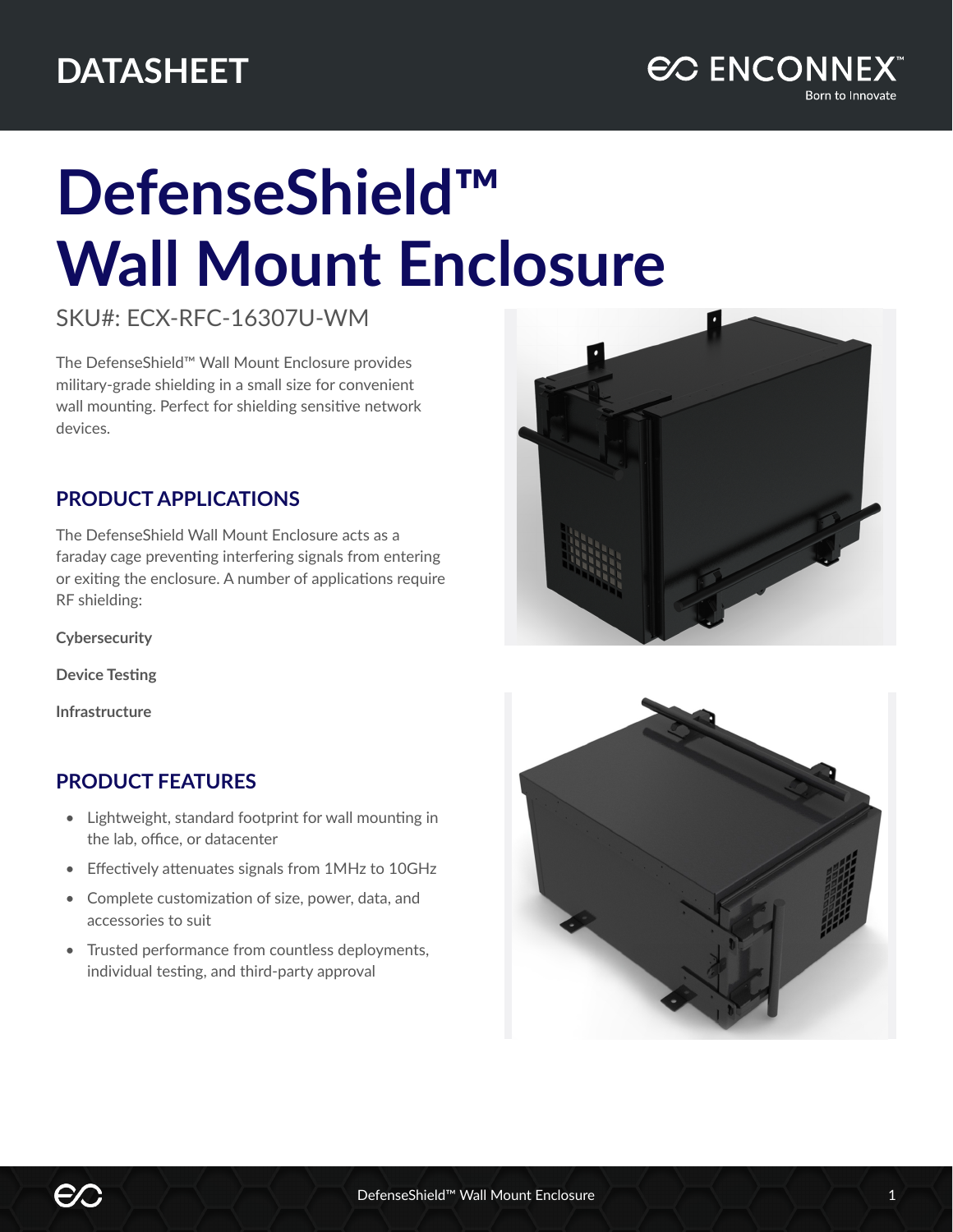DATASHEET

ENCONNEX™ Born to Innovate

# DefenseShield™ Wall Mount Enclosure

SKU#: ECX-RFC-16307U-WM

The DefenseShield™ Wall Mount Enclosure provides military-grade shielding in a small size for convenient wall mounting. Perfect for shielding sensitive network devices.

## PRODUCT APPLICATIONS

The DefenseShield Wall Mount Enclosure acts as a faraday cage preventing interfering signals from entering or exiting the enclosure. A number of applications require RF shielding:

**Cybersecurity**

**Device Testing**

**Infrastructure**

## PRODUCT FEATURES

- Lightweight, standard footprint for wall mounting in the lab, office, or datacenter
- Effectively attenuates signals from 1MHz to 10GHz
- Complete customization of size, power, data, and accessories to suit
- Trusted performance from countless deployments, individual testing, and third-party approval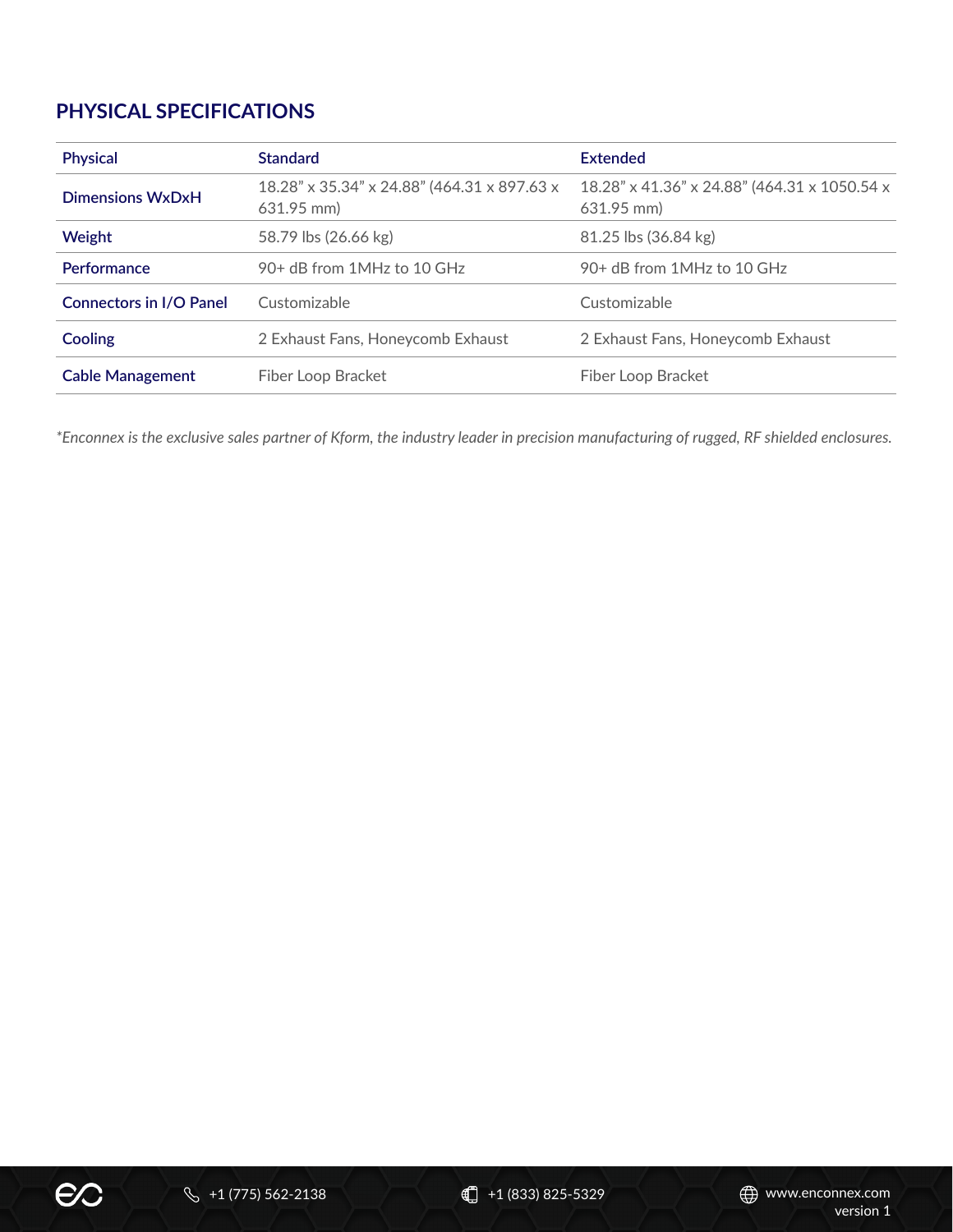## PHYSICAL SPECIFICATIONS

| Physical | Standard | Extended |
|---|---|---|
| Dimensions WxDxH | 18.28" x 35.34" x 24.88" (464.31 x 897.63 x 631.95 mm) | 18.28" x 41.36" x 24.88" (464.31 x 1050.54 x 631.95 mm) |
| Weight | 58.79 lbs (26.66 kg) | 81.25 lbs (36.84 kg) |
| Performance | 90+ dB from 1MHz to 10 GHz | 90+ dB from 1MHz to 10 GHz |
| Connectors in I/O Panel | Customizable | Customizable |
| Cooling | 2 Exhaust Fans, Honeycomb Exhaust | 2 Exhaust Fans, Honeycomb Exhaust |
| Cable Management | Fiber Loop Bracket | Fiber Loop Bracket |

*\*Enconnex is the exclusive sales partner of Kform, the industry leader in precision manufacturing of rugged, RF shielded enclosures.*

+1 (775) 562-2138    +1 (833) 825-5329    www.enconnex.com
version 1